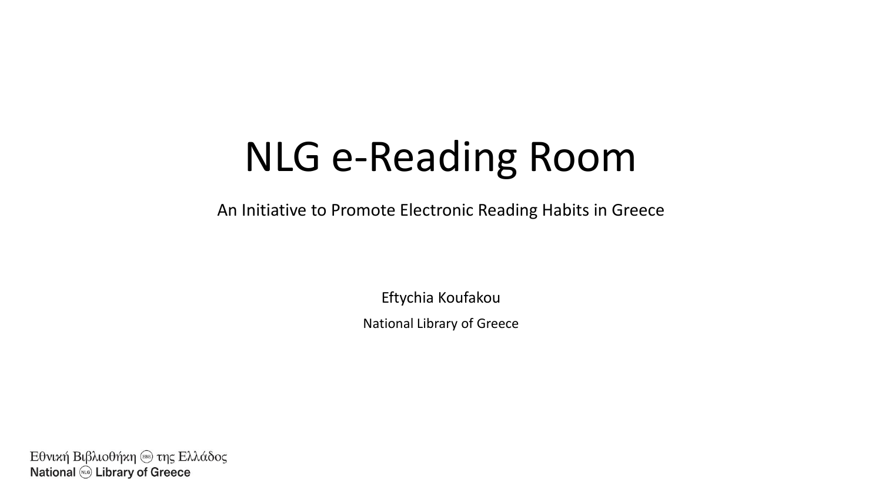# NLG e-Reading Room

An Initiative to Promote Electronic Reading Habits in Greece

Eftychia Koufakou

National Library of Greece

Εθνική Βιβλιοθήκη της Ελλάδος
National Library of Greece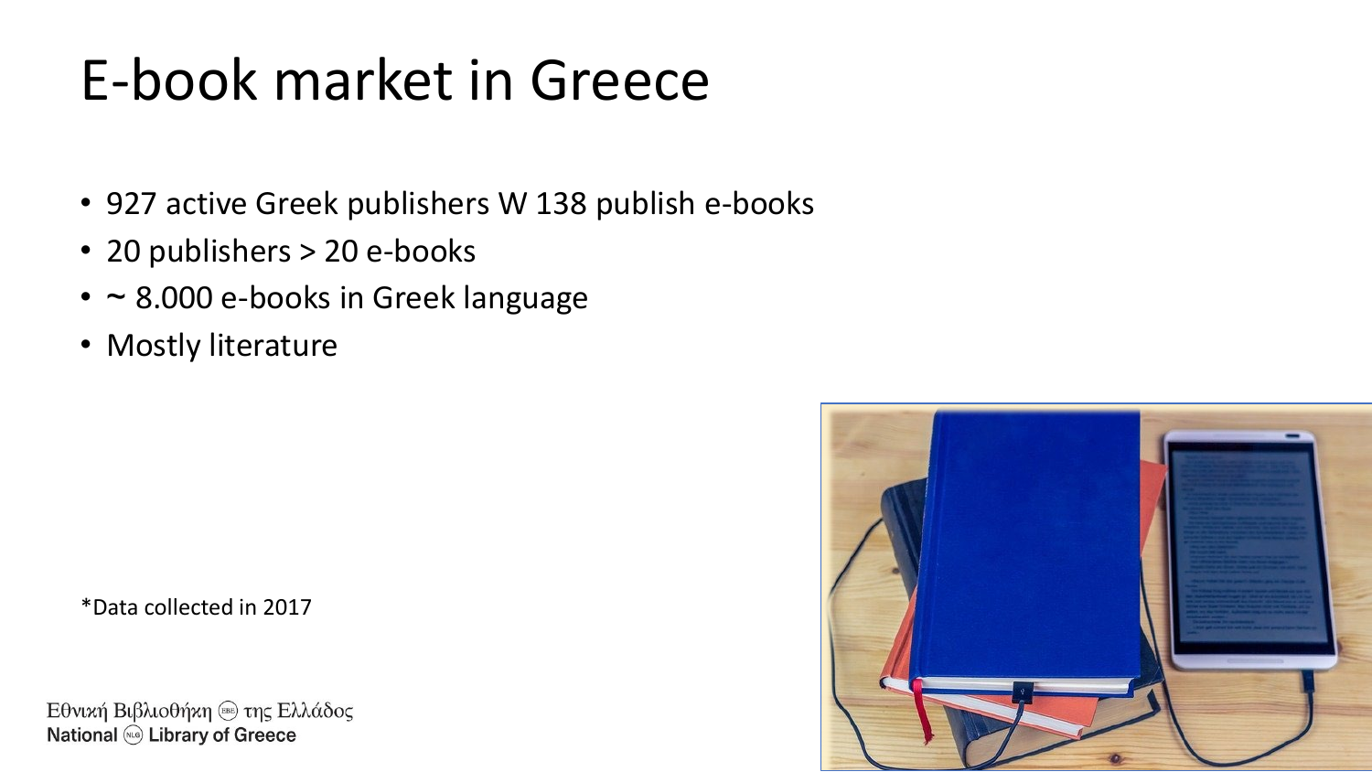# E-book market in Greece

- 927 active Greek publishers W 138 publish e-books
- 20 publishers > 20 e-books
- ~ 8.000 e-books in Greek language
- Mostly literature

*Data collected in 2017

Εθνική Βιβλιοθήκη της Ελλάδος
National Library of Greece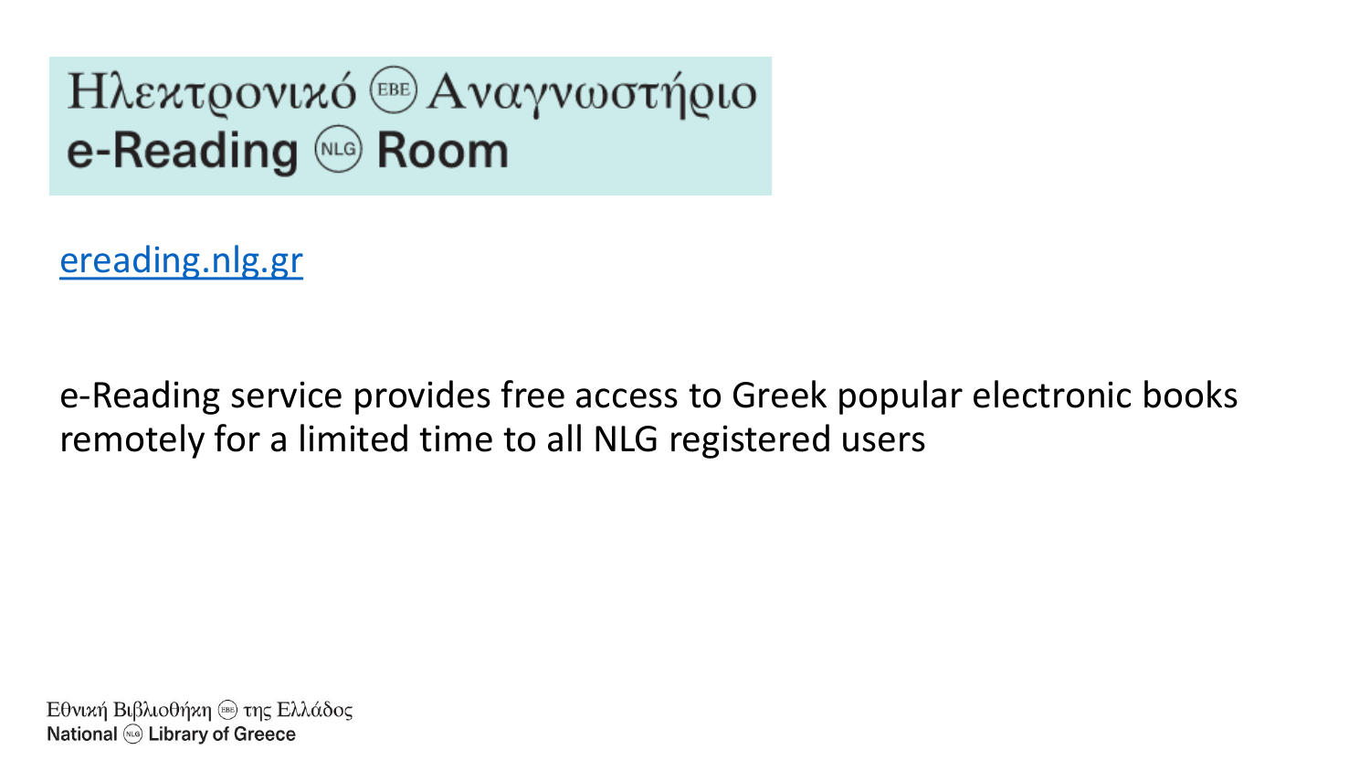# Ηλεκτρονικό Αναγνωστήριο
# e-Reading Room

[ereading.nlg.gr](ereading.nlg.gr)

e-Reading service provides free access to Greek popular electronic books remotely for a limited time to all NLG registered users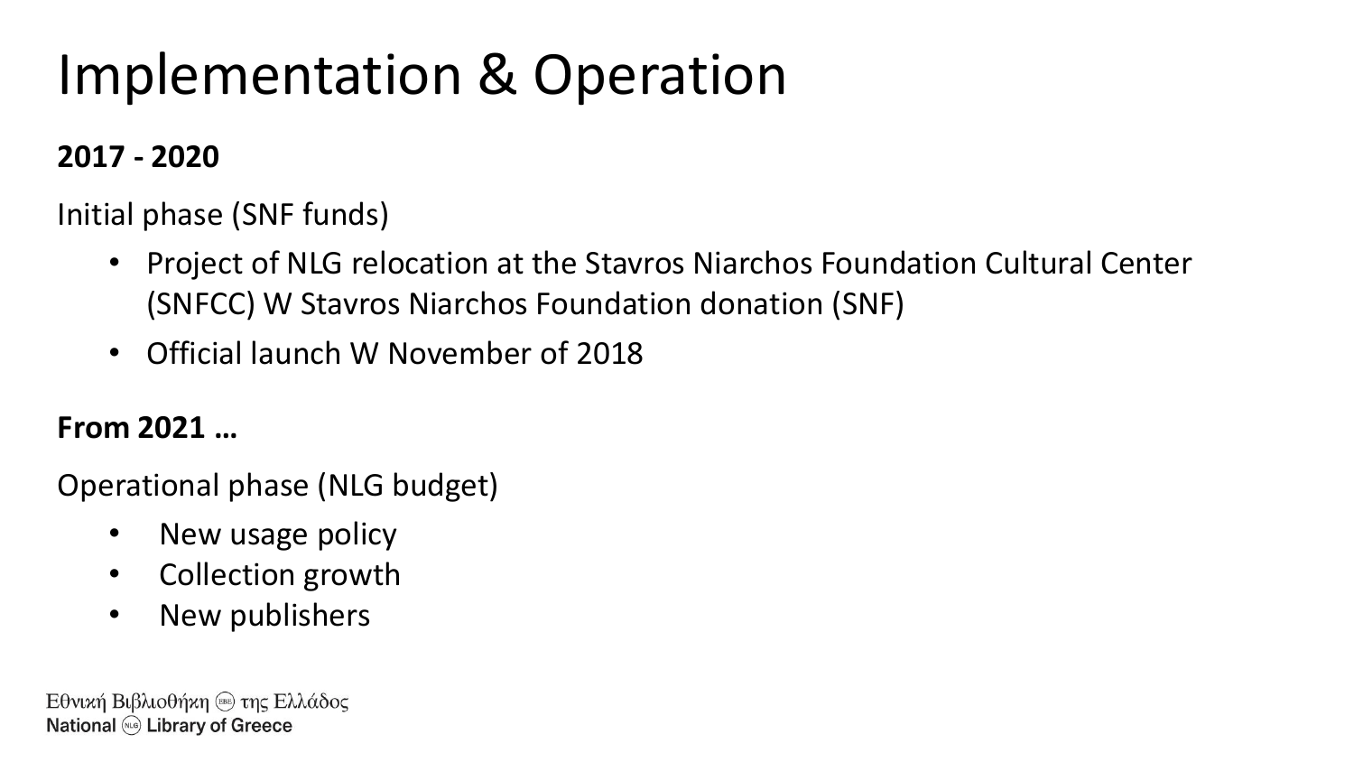# Implementation & Operation

**2017 - 2020**

Initial phase (SNF funds)

- Project of NLG relocation at the Stavros Niarchos Foundation Cultural Center (SNFCC) W Stavros Niarchos Foundation donation (SNF)
- Official launch W November of 2018

**From 2021 …**

Operational phase (NLG budget)

- New usage policy
- Collection growth
- New publishers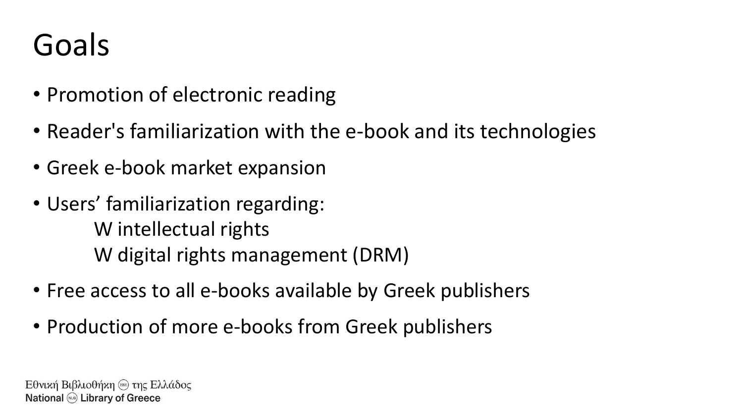# Goals

- Promotion of electronic reading
- Reader's familiarization with the e-book and its technologies
- Greek e-book market expansion
- Users' familiarization regarding:
  - W intellectual rights
  - W digital rights management (DRM)
- Free access to all e-books available by Greek publishers
- Production of more e-books from Greek publishers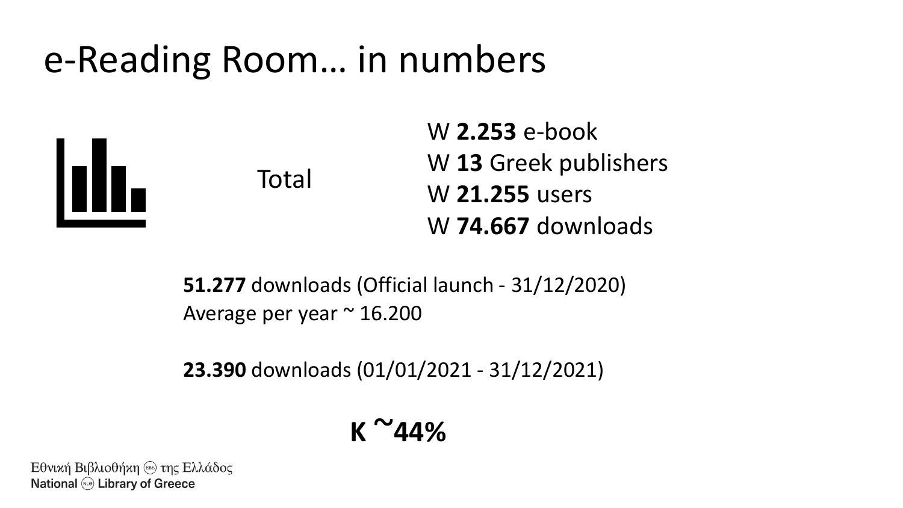# e-Reading Room… in numbers

Total

- **2.253** e-book
- **13** Greek publishers
- **21.255** users
- **74.667** downloads

**51.277** downloads (Official launch - 31/12/2020)
Average per year ~ 16.200

**23.390** downloads (01/01/2021 - 31/12/2021)

**~44%**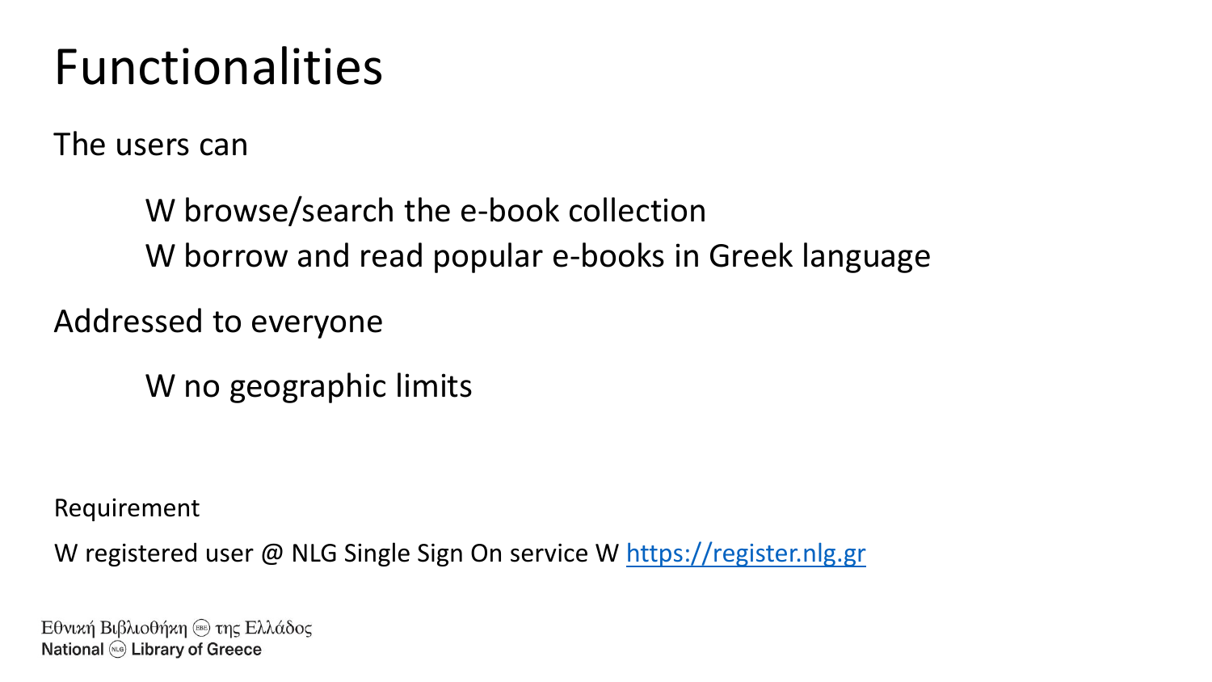# Functionalities

The users can

- W browse/search the e-book collection
- W borrow and read popular e-books in Greek language

Addressed to everyone

- W no geographic limits

Requirement

W registered user @ NLG Single Sign On service W https://register.nlg.gr

Εθνική Βιβλιοθήκη της Ελλάδος
National Library of Greece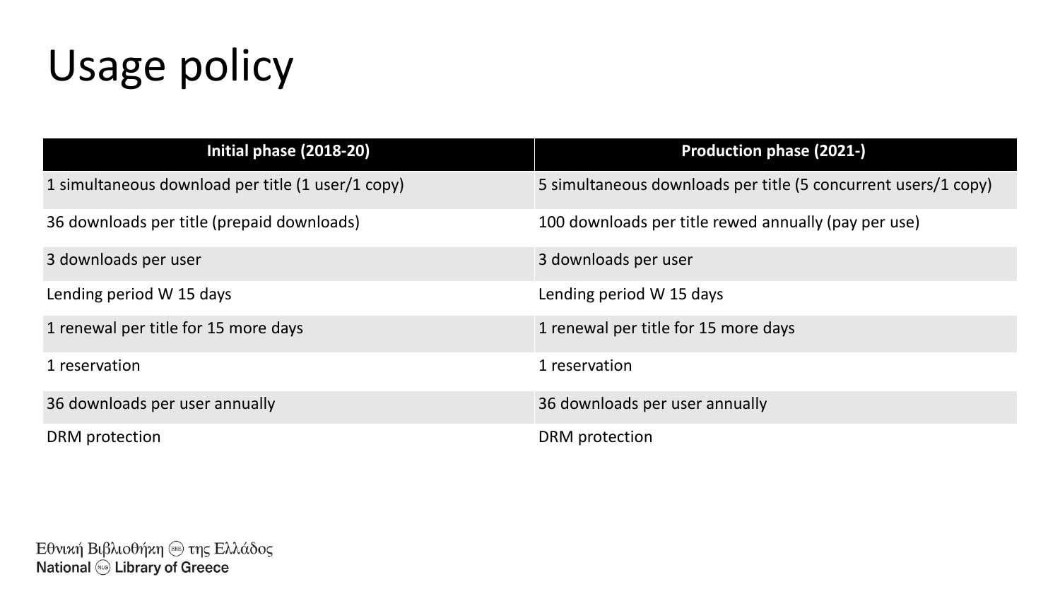# Usage policy

| Initial phase (2018-20) | Production phase (2021-) |
|---|---|
| 1 simultaneous download per title (1 user/1 copy) | 5 simultaneous downloads per title (5 concurrent users/1 copy) |
| 36 downloads per title (prepaid downloads) | 100 downloads per title rewed annually (pay per use) |
| 3 downloads per user | 3 downloads per user |
| Lending period W 15 days | Lending period W 15 days |
| 1 renewal per title for 15 more days | 1 renewal per title for 15 more days |
| 1 reservation | 1 reservation |
| 36 downloads per user annually | 36 downloads per user annually |
| DRM protection | DRM protection |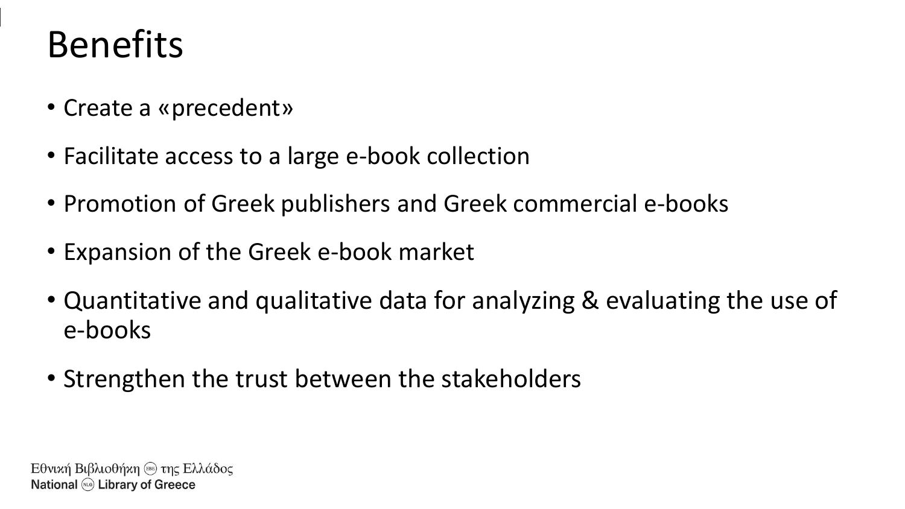# Benefits

- Create a «precedent»
- Facilitate access to a large e-book collection
- Promotion of Greek publishers and Greek commercial e-books
- Expansion of the Greek e-book market
- Quantitative and qualitative data for analyzing & evaluating the use of e-books
- Strengthen the trust between the stakeholders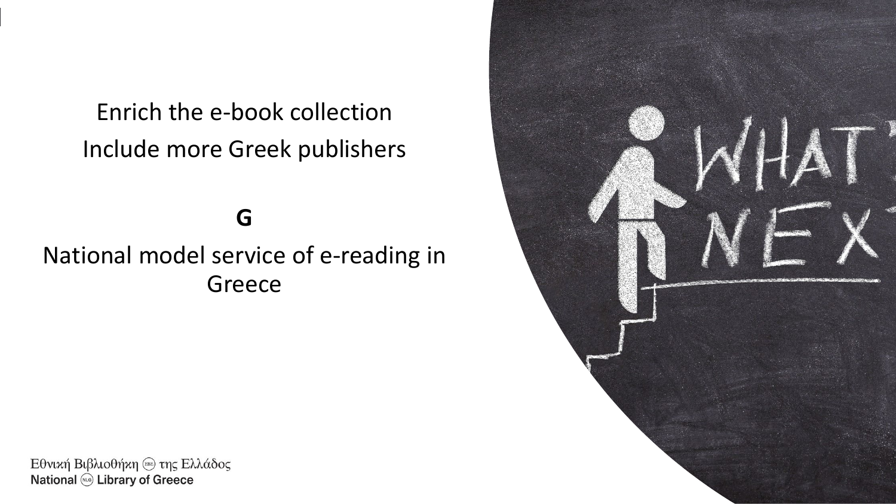Enrich the e-book collection

Include more Greek publishers

**G**

National model service of e-reading in Greece

Εθνική Βιβλιοθήκη της Ελλάδος
National Library of Greece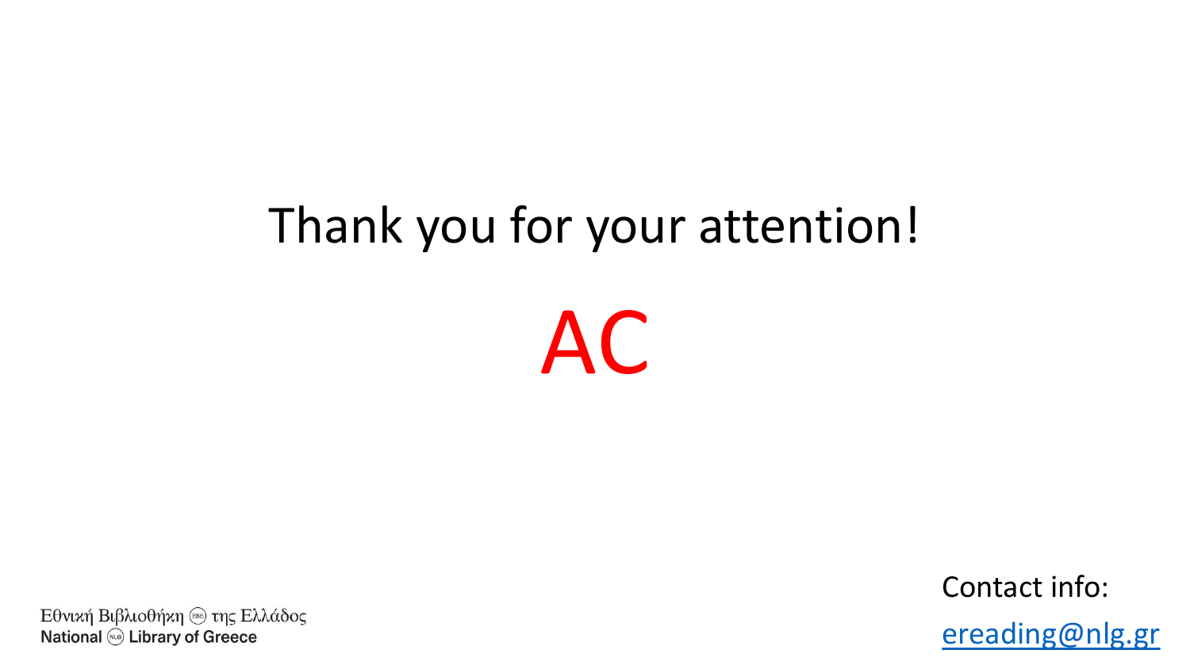# Thank you for your attention!

AC

Εθνική Βιβλιοθήκη της Ελλάδος
National Library of Greece

Contact info:

ereading@nlg.gr